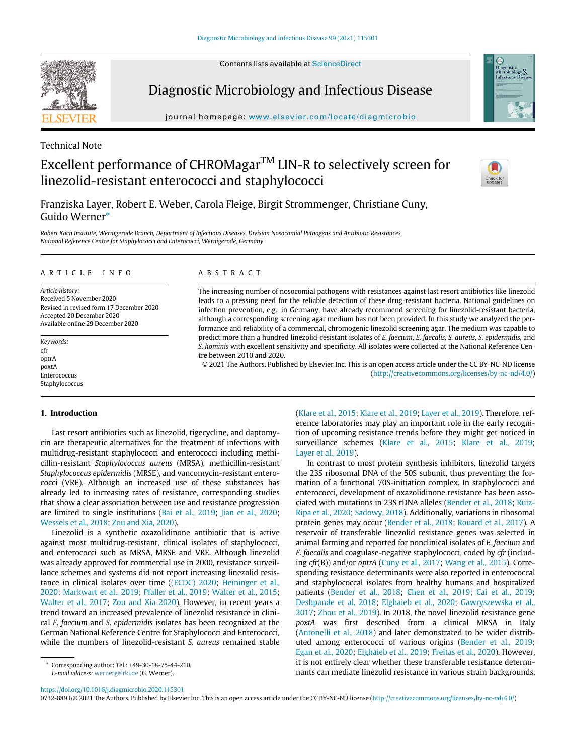Contents lists available at ScienceDirect

# Diagnostic Microbiology and Infectious Disease

journal homepage: www.elsevier.com/locate/diagmicrobio

Technical Note

# Excellent performance of CHROMagar™ LIN-R to selectively screen for linezolid-resistant enterococci and staphylococci

Franziska Layer, Robert E. Weber, Carola Fleige, Birgit Strommenger, Christiane Cuny, Guido Werner*

*Robert Koch Institute, Wernigerode Branch, Department of Infectious Diseases, Division Nosocomial Pathogens and Antibiotic Resistances, National Reference Centre for Staphylococci and Enterococci, Wernigerode, Germany*

## ARTICLE INFO

*Article history:*
Received 5 November 2020
Revised in revised form 17 December 2020
Accepted 20 December 2020
Available online 29 December 2020

*Keywords:*
cfr
optrA
poxtA
Enterococcus
Staphylococcus

## ABSTRACT

The increasing number of nosocomial pathogens with resistances against last resort antibiotics like linezolid leads to a pressing need for the reliable detection of these drug-resistant bacteria. National guidelines on infection prevention, e.g., in Germany, have already recommend screening for linezolid-resistant bacteria, although a corresponding screening agar medium has not been provided. In this study we analyzed the performance and reliability of a commercial, chromogenic linezolid screening agar. The medium was capable to predict more than a hundred linezolid-resistant isolates of *E. faecium, E. faecalis, S. aureus, S. epidermidis,* and *S. hominis* with excellent sensitivity and specificity. All isolates were collected at the National Reference Centre between 2010 and 2020.

© 2021 The Authors. Published by Elsevier Inc. This is an open access article under the CC BY-NC-ND license (http://creativecommons.org/licenses/by-nc-nd/4.0/)

## 1. Introduction

Last resort antibiotics such as linezolid, tigecycline, and daptomycin are therapeutic alternatives for the treatment of infections with multidrug-resistant staphylococci and enterococci including methicillin-resistant *Staphylococcus aureus* (MRSA), methicillin-resistant *Staphylococcus epidermidis* (MRSE), and vancomycin-resistant enterococci (VRE). Although an increased use of these substances has already led to increasing rates of resistance, corresponding studies that show a clear association between use and resistance progression are limited to single institutions (Bai et al., 2019; Jian et al., 2020; Wessels et al., 2018; Zou and Xia, 2020).

Linezolid is a synthetic oxazolidinone antibiotic that is active against most multidrug-resistant, clinical isolates of staphylococci, and enterococci such as MRSA, MRSE and VRE. Although linezolid was already approved for commercial use in 2000, resistance surveillance schemes and systems did not report increasing linezolid resistance in clinical isolates over time ((ECDC) 2020; Heininger et al., 2020; Markwart et al., 2019; Pfaller et al., 2019; Walter et al., 2015; Walter et al., 2017; Zou and Xia 2020). However, in recent years a trend toward an increased prevalence of linezolid resistance in clinical *E. faecium* and *S. epidermidis* isolates has been recognized at the German National Reference Centre for Staphylococci and Enterococci, while the numbers of linezolid-resistant *S. aureus* remained stable (Klare et al., 2015; Klare et al., 2019; Layer et al., 2019). Therefore, reference laboratories may play an important role in the early recognition of upcoming resistance trends before they might get noticed in surveillance schemes (Klare et al., 2015; Klare et al., 2019; Layer et al., 2019).

In contrast to most protein synthesis inhibitors, linezolid targets the 23S ribosomal DNA of the 50S subunit, thus preventing the formation of a functional 70S-initiation complex. In staphylococci and enterococci, development of oxazolidinone resistance has been associated with mutations in 23S rDNA alleles (Bender et al., 2018; Ruiz-Ripa et al., 2020; Sadowy, 2018). Additionally, variations in ribosomal protein genes may occur (Bender et al., 2018; Rouard et al., 2017). A reservoir of transferable linezolid resistance genes was selected in animal farming and reported for nonclinical isolates of *E. faecium* and *E. faecalis* and coagulase-negative staphylococci, coded by *cfr* (including *cfr*(B)) and/or *optrA* (Cuny et al., 2017; Wang et al., 2015). Corresponding resistance determinants were also reported in enterococcal and staphylococcal isolates from healthy humans and hospitalized patients (Bender et al., 2018; Chen et al., 2019; Cai et al., 2019; Deshpande et al. 2018; Elghaieb et al., 2020; Gawryszewska et al., 2017; Zhou et al., 2019). In 2018, the novel linezolid resistance gene *poxtA* was first described from a clinical MRSA in Italy (Antonelli et al., 2018) and later demonstrated to be wider distributed among enterococci of various origins (Bender et al., 2019; Egan et al., 2020; Elghaieb et al., 2019; Freitas et al., 2020). However, it is not entirely clear whether these transferable resistance determinants can mediate linezolid resistance in various strain backgrounds,

* Corresponding author: Tel.: +49-30-18-75-44-210.
*E-mail address:* wernerg@rki.de (G. Werner).

https://doi.org/10.1016/j.diagmicrobio.2020.115301
0732-8893/© 2021 The Authors. Published by Elsevier Inc. This is an open access article under the CC BY-NC-ND license (http://creativecommons.org/licenses/by-nc-nd/4.0/)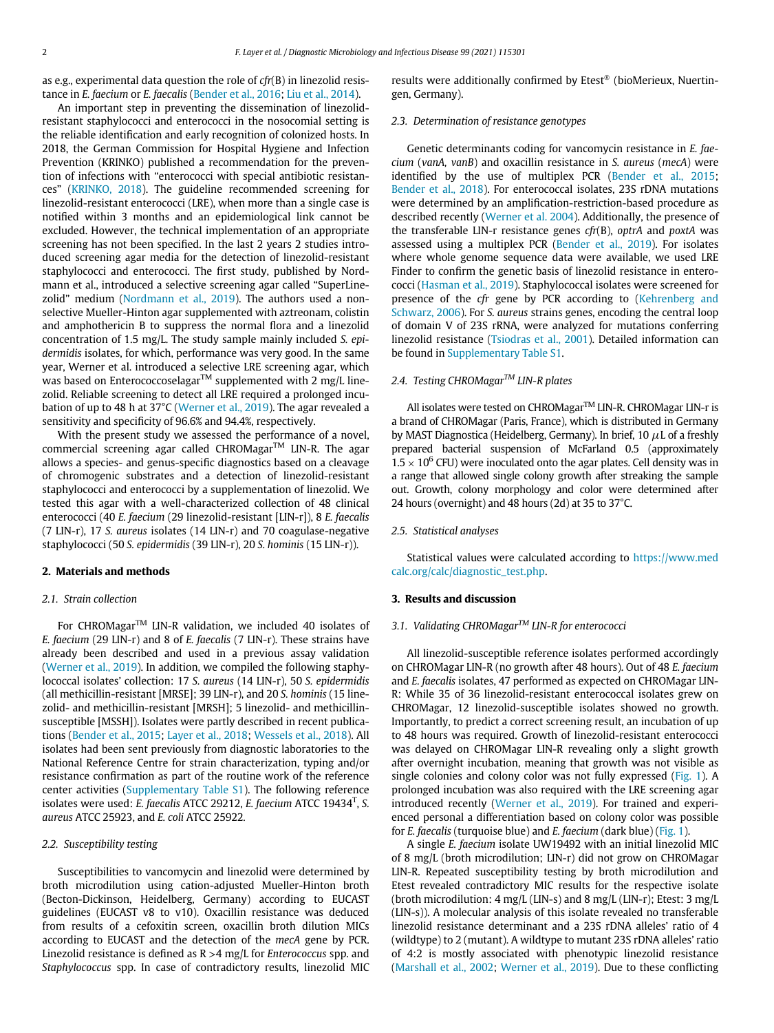as e.g., experimental data question the role of *cfr*(B) in linezolid resistance in *E. faecium* or *E. faecalis* (Bender et al., 2016; Liu et al., 2014).

An important step in preventing the dissemination of linezolid-resistant staphylococci and enterococci in the nosocomial setting is the reliable identification and early recognition of colonized hosts. In 2018, the German Commission for Hospital Hygiene and Infection Prevention (KRINKO) published a recommendation for the prevention of infections with "enterococci with special antibiotic resistances" (KRINKO, 2018). The guideline recommended screening for linezolid-resistant enterococci (LRE), when more than a single case is notified within 3 months and an epidemiological link cannot be excluded. However, the technical implementation of an appropriate screening has not been specified. In the last 2 years 2 studies introduced screening agar media for the detection of linezolid-resistant staphylococci and enterococci. The first study, published by Nordmann et al., introduced a selective screening agar called "SuperLinezolid" medium (Nordmann et al., 2019). The authors used a non-selective Mueller-Hinton agar supplemented with aztreonam, colistin and amphotericin B to suppress the normal flora and a linezolid concentration of 1.5 mg/L. The study sample mainly included *S. epidermidis* isolates, for which, performance was very good. In the same year, Werner et al. introduced a selective LRE screening agar, which was based on Enterococcoselagar™ supplemented with 2 mg/L linezolid. Reliable screening to detect all LRE required a prolonged incubation of up to 48 h at 37°C (Werner et al., 2019). The agar revealed a sensitivity and specificity of 96.6% and 94.4%, respectively.

With the present study we assessed the performance of a novel, commercial screening agar called CHROMagar™ LIN-R. The agar allows a species- and genus-specific diagnostics based on a cleavage of chromogenic substrates and a detection of linezolid-resistant staphylococci and enterococci by a supplementation of linezolid. We tested this agar with a well-characterized collection of 48 clinical enterococci (40 *E. faecium* (29 linezolid-resistant [LIN-r]), 8 *E. faecalis* (7 LIN-r), 17 *S. aureus* isolates (14 LIN-r) and 70 coagulase-negative staphylococci (50 *S. epidermidis* (39 LIN-r), 20 *S. hominis* (15 LIN-r)).

## 2. Materials and methods

### 2.1. Strain collection

For CHROMagar™ LIN-R validation, we included 40 isolates of *E. faecium* (29 LIN-r) and 8 of *E. faecalis* (7 LIN-r). These strains have already been described and used in a previous assay validation (Werner et al., 2019). In addition, we compiled the following staphylococcal isolates' collection: 17 *S. aureus* (14 LIN-r), 50 *S. epidermidis* (all methicillin-resistant [MRSE]; 39 LIN-r), and 20 *S. hominis* (15 linezolid- and methicillin-resistant [MRSH]; 5 linezolid- and methicillin-susceptible [MSSH]). Isolates were partly described in recent publications (Bender et al., 2015; Layer et al., 2018; Wessels et al., 2018). All isolates had been sent previously from diagnostic laboratories to the National Reference Centre for strain characterization, typing and/or resistance confirmation as part of the routine work of the reference center activities (Supplementary Table S1). The following reference isolates were used: *E. faecalis* ATCC 29212, *E. faecium* ATCC 19434$^T$, *S. aureus* ATCC 25923, and *E. coli* ATCC 25922.

### 2.2. Susceptibility testing

Susceptibilities to vancomycin and linezolid were determined by broth microdilution using cation-adjusted Mueller-Hinton broth (Becton-Dickinson, Heidelberg, Germany) according to EUCAST guidelines (EUCAST v8 to v10). Oxacillin resistance was deduced from results of a cefoxitin screen, oxacillin broth dilution MICs according to EUCAST and the detection of the *mecA* gene by PCR. Linezolid resistance is defined as R >4 mg/L for *Enterococcus* spp. and *Staphylococcus* spp. In case of contradictory results, linezolid MIC results were additionally confirmed by Etest® (bioMerieux, Nuertingen, Germany).

### 2.3. Determination of resistance genotypes

Genetic determinants coding for vancomycin resistance in *E. faecium* (*vanA, vanB*) and oxacillin resistance in *S. aureus* (*mecA*) were identified by the use of multiplex PCR (Bender et al., 2015; Bender et al., 2018). For enterococcal isolates, 23S rDNA mutations were determined by an amplification-restriction-based procedure as described recently (Werner et al. 2004). Additionally, the presence of the transferable LIN-r resistance genes *cfr*(B), *optrA* and *poxtA* was assessed using a multiplex PCR (Bender et al., 2019). For isolates where whole genome sequence data were available, we used LRE Finder to confirm the genetic basis of linezolid resistance in enterococci (Hasman et al., 2019). Staphylococcal isolates were screened for presence of the *cfr* gene by PCR according to (Kehrenberg and Schwarz, 2006). For *S. aureus* strains genes, encoding the central loop of domain V of 23S rRNA, were analyzed for mutations conferring linezolid resistance (Tsiodras et al., 2001). Detailed information can be found in Supplementary Table S1.

### 2.4. Testing CHROMagar™ LIN-R plates

All isolates were tested on CHROMagar™ LIN-R. CHROMagar LIN-r is a brand of CHROMagar (Paris, France), which is distributed in Germany by MAST Diagnostica (Heidelberg, Germany). In brief, 10 $\mu$L of a freshly prepared bacterial suspension of McFarland 0.5 (approximately $1.5 \times 10^6$ CFU) were inoculated onto the agar plates. Cell density was in a range that allowed single colony growth after streaking the sample out. Growth, colony morphology and color were determined after 24 hours (overnight) and 48 hours (2d) at 35 to 37°C.

### 2.5. Statistical analyses

Statistical values were calculated according to https://www.medcalc.org/calc/diagnostic_test.php.

## 3. Results and discussion

### 3.1. Validating CHROMagar™ LIN-R for enterococci

All linezolid-susceptible reference isolates performed accordingly on CHROMagar LIN-R (no growth after 48 hours). Out of 48 *E. faecium* and *E. faecalis* isolates, 47 performed as expected on CHROMagar LIN-R: While 35 of 36 linezolid-resistant enterococcal isolates grew on CHROMagar, 12 linezolid-susceptible isolates showed no growth. Importantly, to predict a correct screening result, an incubation of up to 48 hours was required. Growth of linezolid-resistant enterococci was delayed on CHROMagar LIN-R revealing only a slight growth after overnight incubation, meaning that growth was not visible as single colonies and colony color was not fully expressed (Fig. 1). A prolonged incubation was also required with the LRE screening agar introduced recently (Werner et al., 2019). For trained and experienced personal a differentiation based on colony color was possible for *E. faecalis* (turquoise blue) and *E. faecium* (dark blue) (Fig. 1).

A single *E. faecium* isolate UW19492 with an initial linezolid MIC of 8 mg/L (broth microdilution; LIN-r) did not grow on CHROMagar LIN-R. Repeated susceptibility testing by broth microdilution and Etest revealed contradictory MIC results for the respective isolate (broth microdilution: 4 mg/L (LIN-s) and 8 mg/L (LIN-r); Etest: 3 mg/L (LIN-s)). A molecular analysis of this isolate revealed no transferable linezolid resistance determinant and a 23S rDNA alleles' ratio of 4 (wildtype) to 2 (mutant). A wildtype to mutant 23S rDNA alleles' ratio of 4:2 is mostly associated with phenotypic linezolid resistance (Marshall et al., 2002; Werner et al., 2019). Due to these conflicting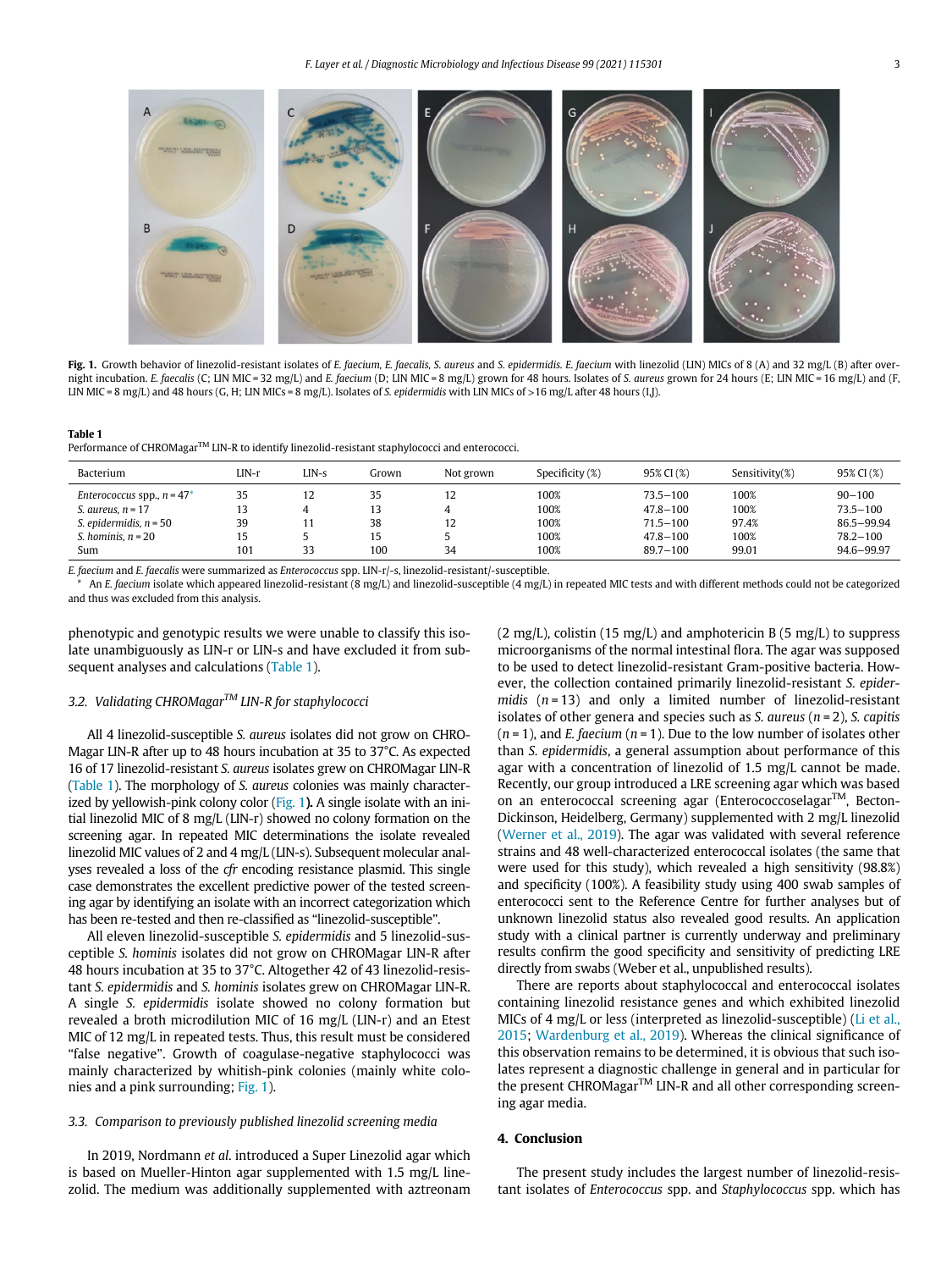**Fig. 1.** Growth behavior of linezolid-resistant isolates of *E. faecium*, *E. faecalis*, *S. aureus* and *S. epidermidis*. *E. faecium* with linezolid (LIN) MICs of 8 (A) and 32 mg/L (B) after overnight incubation. *E. faecalis* (C; LIN MIC = 32 mg/L) and *E. faecium* (D; LIN MIC = 8 mg/L) grown for 48 hours. Isolates of *S. aureus* grown for 24 hours (E; LIN MIC = 16 mg/L) and (F, LIN MIC = 8 mg/L) and 48 hours (G, H; LIN MICs = 8 mg/L). Isolates of *S. epidermidis* with LIN MICs of >16 mg/L after 48 hours (I,J).

**Table 1**
Performance of CHROMagar™ LIN-R to identify linezolid-resistant staphylococci and enterococci.

| Bacterium | LIN-r | LIN-s | Grown | Not grown | Specificity (%) | 95% CI (%) | Sensitivity(%) | 95% CI (%) |
|---|---|---|---|---|---|---|---|---|
| *Enterococcus* spp., n = 47* | 35 | 12 | 35 | 12 | 100% | 73.5–100 | 100% | 90–100 |
| *S. aureus*, n = 17 | 13 | 4 | 13 | 4 | 100% | 47.8–100 | 100% | 73.5–100 |
| *S. epidermidis*, n = 50 | 39 | 11 | 38 | 12 | 100% | 71.5–100 | 97.4% | 86.5–99.94 |
| *S. hominis*, n = 20 | 15 | 5 | 15 | 5 | 100% | 47.8–100 | 100% | 78.2–100 |
| Sum | 101 | 33 | 100 | 34 | 100% | 89.7–100 | 99.01 | 94.6–99.97 |

*E. faecium* and *E. faecalis* were summarized as *Enterococcus* spp. LIN-r/-s, linezolid-resistant/-susceptible.
\* An *E. faecium* isolate which appeared linezolid-resistant (8 mg/L) and linezolid-susceptible (4 mg/L) in repeated MIC tests and with different methods could not be categorized and thus was excluded from this analysis.

phenotypic and genotypic results we were unable to classify this isolate unambiguously as LIN-r or LIN-s and have excluded it from subsequent analyses and calculations (Table 1).

### 3.2. Validating CHROMagar™ LIN-R for staphylococci

All 4 linezolid-susceptible *S. aureus* isolates did not grow on CHROMagar LIN-R after up to 48 hours incubation at 35 to 37°C. As expected 16 of 17 linezolid-resistant *S. aureus* isolates grew on CHROMagar LIN-R (Table 1). The morphology of *S. aureus* colonies was mainly characterized by yellowish-pink colony color (Fig. 1**).** A single isolate with an initial linezolid MIC of 8 mg/L (LIN-r) showed no colony formation on the screening agar. In repeated MIC determinations the isolate revealed linezolid MIC values of 2 and 4 mg/L (LIN-s). Subsequent molecular analyses revealed a loss of the *cfr* encoding resistance plasmid. This single case demonstrates the excellent predictive power of the tested screening agar by identifying an isolate with an incorrect categorization which has been re-tested and then re-classified as "linezolid-susceptible".

All eleven linezolid-susceptible *S. epidermidis* and 5 linezolid-susceptible *S. hominis* isolates did not grow on CHROMagar LIN-R after 48 hours incubation at 35 to 37°C. Altogether 42 of 43 linezolid-resistant *S. epidermidis* and *S. hominis* isolates grew on CHROMagar LIN-R. A single *S. epidermidis* isolate showed no colony formation but revealed a broth microdilution MIC of 16 mg/L (LIN-r) and an Etest MIC of 12 mg/L in repeated tests. Thus, this result must be considered "false negative". Growth of coagulase-negative staphylococci was mainly characterized by whitish-pink colonies (mainly white colonies and a pink surrounding; Fig. 1).

### 3.3. Comparison to previously published linezolid screening media

In 2019, Nordmann *et al.* introduced a Super Linezolid agar which is based on Mueller-Hinton agar supplemented with 1.5 mg/L linezolid. The medium was additionally supplemented with aztreonam (2 mg/L), colistin (15 mg/L) and amphotericin B (5 mg/L) to suppress microorganisms of the normal intestinal flora. The agar was supposed to be used to detect linezolid-resistant Gram-positive bacteria. However, the collection contained primarily linezolid-resistant *S. epidermidis* (n = 13) and only a limited number of linezolid-resistant isolates of other genera and species such as *S. aureus* (n = 2), *S. capitis* (n = 1), and *E. faecium* (n = 1). Due to the low number of isolates other than *S. epidermidis*, a general assumption about performance of this agar with a concentration of linezolid of 1.5 mg/L cannot be made. Recently, our group introduced a LRE screening agar which was based on an enterococcal screening agar (Enterococcoselagar™, Becton-Dickinson, Heidelberg, Germany) supplemented with 2 mg/L linezolid (Werner et al., 2019). The agar was validated with several reference strains and 48 well-characterized enterococcal isolates (the same that were used for this study), which revealed a high sensitivity (98.8%) and specificity (100%). A feasibility study using 400 swab samples of enterococci sent to the Reference Centre for further analyses but of unknown linezolid status also revealed good results. An application study with a clinical partner is currently underway and preliminary results confirm the good specificity and sensitivity of predicting LRE directly from swabs (Weber et al., unpublished results).

There are reports about staphylococcal and enterococcal isolates containing linezolid resistance genes and which exhibited linezolid MICs of 4 mg/L or less (interpreted as linezolid-susceptible) (Li et al., 2015; Wardenburg et al., 2019). Whereas the clinical significance of this observation remains to be determined, it is obvious that such isolates represent a diagnostic challenge in general and in particular for the present CHROMagar™ LIN-R and all other corresponding screening agar media.

## 4. Conclusion

The present study includes the largest number of linezolid-resistant isolates of *Enterococcus* spp. and *Staphylococcus* spp. which has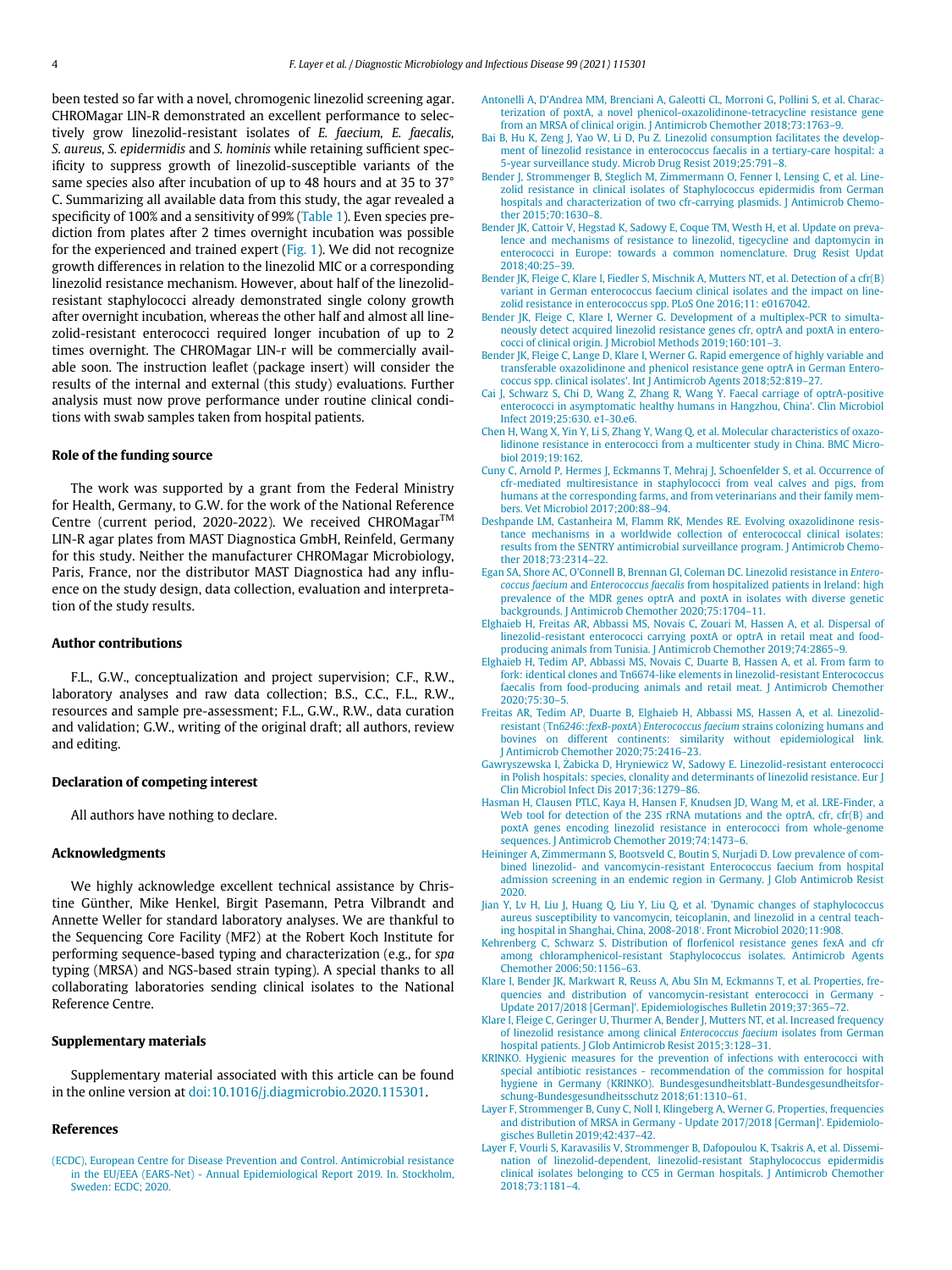been tested so far with a novel, chromogenic linezolid screening agar. CHROMagar LIN-R demonstrated an excellent performance to selectively grow linezolid-resistant isolates of *E. faecium, E. faecalis, S. aureus, S. epidermidis* and *S. hominis* while retaining sufficient specificity to suppress growth of linezolid-susceptible variants of the same species also after incubation of up to 48 hours and at 35 to 37°C. Summarizing all available data from this study, the agar revealed a specificity of 100% and a sensitivity of 99% (Table 1). Even species prediction from plates after 2 times overnight incubation was possible for the experienced and trained expert (Fig. 1). We did not recognize growth differences in relation to the linezolid MIC or a corresponding linezolid resistance mechanism. However, about half of the linezolid-resistant staphylococci already demonstrated single colony growth after overnight incubation, whereas the other half and almost all linezolid-resistant enterococci required longer incubation of up to 2 times overnight. The CHROMagar LIN-r will be commercially available soon. The instruction leaflet (package insert) will consider the results of the internal and external (this study) evaluations. Further analysis must now prove performance under routine clinical conditions with swab samples taken from hospital patients.

## Role of the funding source

The work was supported by a grant from the Federal Ministry for Health, Germany, to G.W. for the work of the National Reference Centre (current period, 2020-2022). We received CHROMagar™ LIN-R agar plates from MAST Diagnostica GmbH, Reinfeld, Germany for this study. Neither the manufacturer CHROMagar Microbiology, Paris, France, nor the distributor MAST Diagnostica had any influence on the study design, data collection, evaluation and interpretation of the study results.

## Author contributions

F.L., G.W., conceptualization and project supervision; C.F., R.W., laboratory analyses and raw data collection; B.S., C.C., F.L., R.W., resources and sample pre-assessment; F.L., G.W., R.W., data curation and validation; G.W., writing of the original draft; all authors, review and editing.

## Declaration of competing interest

All authors have nothing to declare.

## Acknowledgments

We highly acknowledge excellent technical assistance by Christine Günther, Mike Henkel, Birgit Pasemann, Petra Vilbrandt and Annette Weller for standard laboratory analyses. We are thankful to the Sequencing Core Facility (MF2) at the Robert Koch Institute for performing sequence-based typing and characterization (e.g., for *spa* typing (MRSA) and NGS-based strain typing). A special thanks to all collaborating laboratories sending clinical isolates to the National Reference Centre.

## Supplementary materials

Supplementary material associated with this article can be found in the online version at doi:10.1016/j.diagmicrobio.2020.115301.

## References

(ECDC), European Centre for Disease Prevention and Control. Antimicrobial resistance in the EU/EEA (EARS-Net) - Annual Epidemiological Report 2019. In. Stockholm, Sweden: ECDC; 2020.

Antonelli A, D'Andrea MM, Brenciani A, Galeotti CL, Morroni G, Pollini S, et al. Characterization of poxtA, a novel phenicol-oxazolidinone-tetracycline resistance gene from an MRSA of clinical origin. J Antimicrob Chemother 2018;73:1763–9.

Bai B, Hu K, Zeng J, Yao W, Li D, Pu Z. Linezolid consumption facilitates the development of linezolid resistance in enterococcus faecalis in a tertiary-care hospital: a 5-year surveillance study. Microb Drug Resist 2019;25:791–8.

Bender J, Strommenger B, Steglich M, Zimmermann O, Fenner I, Lensing C, et al. Linezolid resistance in clinical isolates of Staphylococcus epidermidis from German hospitals and characterization of two cfr-carrying plasmids. J Antimicrob Chemother 2015;70:1630–8.

Bender JK, Cattoir V, Hegstad K, Sadowy E, Coque TM, Westh H, et al. Update on prevalence and mechanisms of resistance to linezolid, tigecycline and daptomycin in enterococci in Europe: towards a common nomenclature. Drug Resist Updat 2018;40:25–39.

Bender JK, Fleige C, Klare I, Fiedler S, Mischnik A, Mutters NT, et al. Detection of a cfr(B) variant in German enterococcus faecium clinical isolates and the impact on linezolid resistance in enterococcus spp. PLoS One 2016;11: e0167042.

Bender JK, Fleige C, Klare I, Werner G. Development of a multiplex-PCR to simultaneously detect acquired linezolid resistance genes cfr, optrA and poxtA in enterococci of clinical origin. J Microbiol Methods 2019;160:101–3.

Bender JK, Fleige C, Lange D, Klare I, Werner G. Rapid emergence of highly variable and transferable oxazolidinone and phenicol resistance gene optrA in German Enterococcus spp. clinical isolates'. Int J Antimicrob Agents 2018;52:819–27.

Cai J, Schwarz S, Chi D, Wang Z, Zhang R, Wang Y. Faecal carriage of optrA-positive enterococci in asymptomatic healthy humans in Hangzhou, China'. Clin Microbiol Infect 2019;25:630. e1-30.e6.

Chen H, Wang X, Yin Y, Li S, Zhang Y, Wang Q, et al. Molecular characteristics of oxazolidinone resistance in enterococci from a multicenter study in China. BMC Microbiol 2019;19:162.

Cuny C, Arnold P, Hermes J, Eckmanns T, Mehraj J, Schoenfelder S, et al. Occurrence of cfr-mediated multiresistance in staphylococci from veal calves and pigs, from humans at the corresponding farms, and from veterinarians and their family members. Vet Microbiol 2017;200:88–94.

Deshpande LM, Castanheira M, Flamm RK, Mendes RE. Evolving oxazolidinone resistance mechanisms in a worldwide collection of enterococcal clinical isolates: results from the SENTRY antimicrobial surveillance program. J Antimicrob Chemother 2018;73:2314–22.

Egan SA, Shore AC, O'Connell B, Brennan GI, Coleman DC. Linezolid resistance in *Enterococcus faecium* and *Enterococcus faecalis* from hospitalized patients in Ireland: high prevalence of the MDR genes optrA and poxtA in isolates with diverse genetic backgrounds. J Antimicrob Chemother 2020;75:1704–11.

Elghaieb H, Freitas AR, Abbassi MS, Novais C, Zouari M, Hassen A, et al. Dispersal of linezolid-resistant enterococci carrying poxtA or optrA in retail meat and food-producing animals from Tunisia. J Antimicrob Chemother 2019;74:2865–9.

Elghaieb H, Tedim AP, Abbassi MS, Novais C, Duarte B, Hassen A, et al. From farm to fork: identical clones and Tn6674-like elements in linezolid-resistant Enterococcus faecalis from food-producing animals and retail meat. J Antimicrob Chemother 2020;75:30–5.

Freitas AR, Tedim AP, Duarte B, Elghaieb H, Abbassi MS, Hassen A, et al. Linezolid-resistant (*Tn6246::fexB-poxtA*) *Enterococcus faecium* strains colonizing humans and bovines on different continents: similarity without epidemiological link. J Antimicrob Chemother 2020;75:2416–23.

Gawryszewska I, Zabicka D, Hryniewicz W, Sadowy E. Linezolid-resistant enterococci in Polish hospitals: species, clonality and determinants of linezolid resistance. Eur J Clin Microbiol Infect Dis 2017;36:1279–86.

Hasman H, Clausen PTLC, Kaya H, Hansen F, Knudsen JD, Wang M, et al. LRE-Finder, a Web tool for detection of the 23S rRNA mutations and the optrA, cfr, cfr(B) and poxtA genes encoding linezolid resistance in enterococci from whole-genome sequences. J Antimicrob Chemother 2019;74:1473–6.

Heininger A, Zimmermann S, Bootsveld C, Boutin S, Nurjadi D. Low prevalence of combined linezolid- and vancomycin-resistant Enterococcus faecium from hospital admission screening in an endemic region in Germany. J Glob Antimicrob Resist 2020.

Jian Y, Lv H, Liu J, Huang Q, Liu Y, Liu Q, et al. 'Dynamic changes of staphylococcus aureus susceptibility to vancomycin, teicoplanin, and linezolid in a central teaching hospital in Shanghai, China, 2008-2018'. Front Microbiol 2020;11:908.

Kehrenberg C, Schwarz S. Distribution of florfenicol resistance genes fexA and cfr among chloramphenicol-resistant Staphylococcus isolates. Antimicrob Agents Chemother 2006;50:1156–63.

Klare I, Bender JK, Markwart R, Reuss A, Abu SIn M, Eckmanns T, et al. Properties, frequencies and distribution of vancomycin-resistant enterococci in Germany - Update 2017/2018 [German]'. Epidemiologisches Bulletin 2019;37:365–72.

Klare I, Fleige C, Geringer U, Thurmer A, Bender J, Mutters NT, et al. Increased frequency of linezolid resistance among clinical *Enterococcus faecium* isolates from German hospital patients. J Glob Antimicrob Resist 2015;3:128–31.

KRINKO. Hygienic measures for the prevention of infections with enterococci with special antibiotic resistances - recommendation of the commission for hospital hygiene in Germany (KRINKO). Bundesgesundheitsblatt-Bundesgesundheitsforschung-Bundesgesundheitsschutz 2018;61:1310–61.

Layer F, Strommenger B, Cuny C, Noll I, Klingeberg A, Werner G. Properties, frequencies and distribution of MRSA in Germany - Update 2017/2018 [German]'. Epidemiologisches Bulletin 2019;42:437–42.

Layer F, Vourli S, Karavasilis V, Strommenger B, Dafopoulou K, Tsakris A, et al. Dissemination of linezolid-dependent, linezolid-resistant Staphylococcus epidermidis clinical isolates belonging to CC5 in German hospitals. J Antimicrob Chemother 2018;73:1181–4.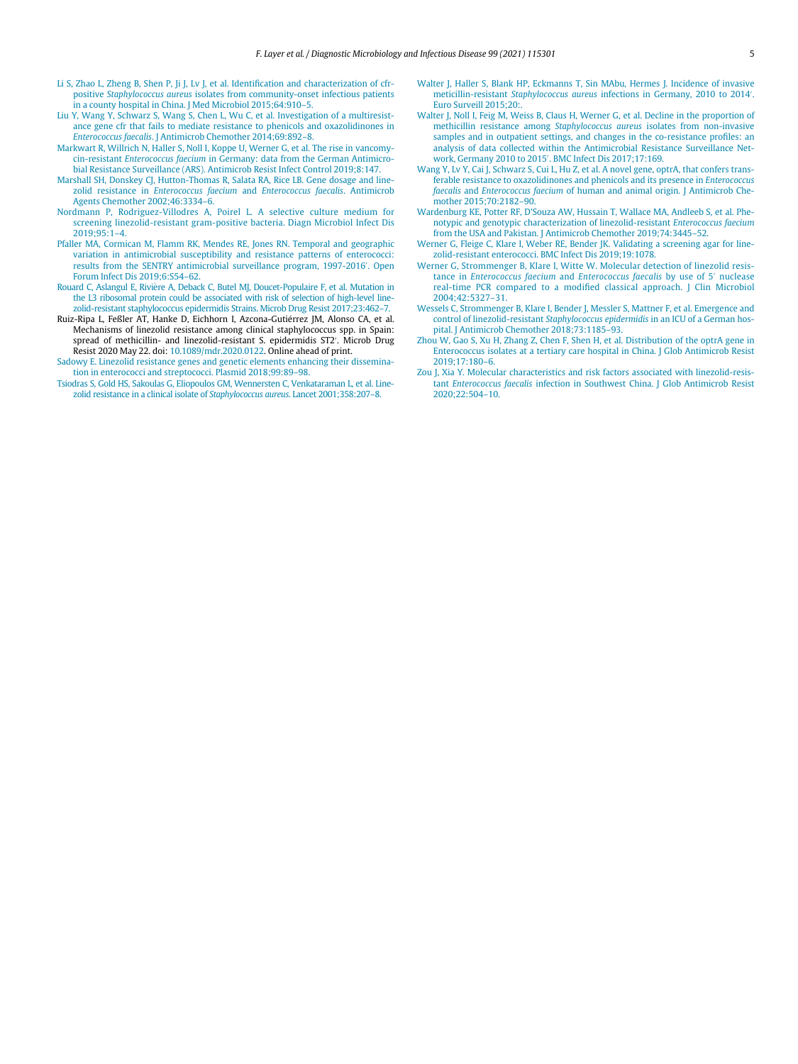Li S, Zhao L, Zheng B, Shen P, Ji J, Lv J, et al. Identification and characterization of cfr-positive *Staphylococcus aureus* isolates from community-onset infectious patients in a county hospital in China. J Med Microbiol 2015;64:910–5.

Liu Y, Wang Y, Schwarz S, Wang S, Chen L, Wu C, et al. Investigation of a multiresistance gene cfr that fails to mediate resistance to phenicols and oxazolidinones in *Enterococcus faecalis*. J Antimicrob Chemother 2014;69:892–8.

Markwart R, Willrich N, Haller S, Noll I, Koppe U, Werner G, et al. The rise in vancomycin-resistant *Enterococcus faecium* in Germany: data from the German Antimicrobial Resistance Surveillance (ARS). Antimicrob Resist Infect Control 2019;8:147.

Marshall SH, Donskey CJ, Hutton-Thomas R, Salata RA, Rice LB. Gene dosage and linezolid resistance in *Enterococcus faecium* and *Enterococcus faecalis*. Antimicrob Agents Chemother 2002;46:3334–6.

Nordmann P, Rodriguez-Villodres A, Poirel L. A selective culture medium for screening linezolid-resistant gram-positive bacteria. Diagn Microbiol Infect Dis 2019;95:1–4.

Pfaller MA, Cormican M, Flamm RK, Mendes RE, Jones RN. Temporal and geographic variation in antimicrobial susceptibility and resistance patterns of enterococci: results from the SENTRY antimicrobial surveillance program, 1997-2016′. Open Forum Infect Dis 2019;6:S54–62.

Rouard C, Aslangul E, Rivière A, Deback C, Butel MJ, Doucet-Populaire F, et al. Mutation in the L3 ribosomal protein could be associated with risk of selection of high-level linezolid-resistant staphylococcus epidermidis Strains. Microb Drug Resist 2017;23:462–7.

Ruiz-Ripa L, Feßler AT, Hanke D, Eichhorn I, Azcona-Gutiérrez JM, Alonso CA, et al. Mechanisms of linezolid resistance among clinical staphylococcus spp. in Spain: spread of methicillin- and linezolid-resistant S. epidermidis ST2′. Microb Drug Resist 2020 May 22. doi: 10.1089/mdr.2020.0122. Online ahead of print.

Sadowy E. Linezolid resistance genes and genetic elements enhancing their dissemination in enterococci and streptococci. Plasmid 2018;99:89–98.

Tsiodras S, Gold HS, Sakoulas G, Eliopoulos GM, Wennersten C, Venkataraman L, et al. Linezolid resistance in a clinical isolate of *Staphylococcus aureus*. Lancet 2001;358:207–8.

Walter J, Haller S, Blank HP, Eckmanns T, Sin MAbu, Hermes J. Incidence of invasive meticillin-resistant *Staphylococcus aureus* infections in Germany, 2010 to 2014′. Euro Surveill 2015;20:.

Walter J, Noll I, Feig M, Weiss B, Claus H, Werner G, et al. Decline in the proportion of methicillin resistance among *Staphylococcus aureus* isolates from non-invasive samples and in outpatient settings, and changes in the co-resistance profiles: an analysis of data collected within the Antimicrobial Resistance Surveillance Network, Germany 2010 to 2015′. BMC Infect Dis 2017;17:169.

Wang Y, Lv Y, Cai J, Schwarz S, Cui L, Hu Z, et al. A novel gene, optrA, that confers transferable resistance to oxazolidinones and phenicols and its presence in *Enterococcus faecalis* and *Enterococcus faecium* of human and animal origin. J Antimicrob Chemother 2015;70:2182–90.

Wardenburg KE, Potter RF, D'Souza AW, Hussain T, Wallace MA, Andleeb S, et al. Phenotypic and genotypic characterization of linezolid-resistant *Enterococcus faecium* from the USA and Pakistan. J Antimicrob Chemother 2019;74:3445–52.

Werner G, Fleige C, Klare I, Weber RE, Bender JK. Validating a screening agar for linezolid-resistant enterococci. BMC Infect Dis 2019;19:1078.

Werner G, Strommenger B, Klare I, Witte W. Molecular detection of linezolid resistance in *Enterococcus faecium* and *Enterococcus faecalis* by use of 5′ nuclease real-time PCR compared to a modified classical approach. J Clin Microbiol 2004;42:5327–31.

Wessels C, Strommenger B, Klare I, Bender J, Messler S, Mattner F, et al. Emergence and control of linezolid-resistant *Staphylococcus epidermidis* in an ICU of a German hospital. J Antimicrob Chemother 2018;73:1185–93.

Zhou W, Gao S, Xu H, Zhang Z, Chen F, Shen H, et al. Distribution of the optrA gene in Enterococcus isolates at a tertiary care hospital in China. J Glob Antimicrob Resist 2019;17:180–6.

Zou J, Xia Y. Molecular characteristics and risk factors associated with linezolid-resistant *Enterococcus faecalis* infection in Southwest China. J Glob Antimicrob Resist 2020;22:504–10.